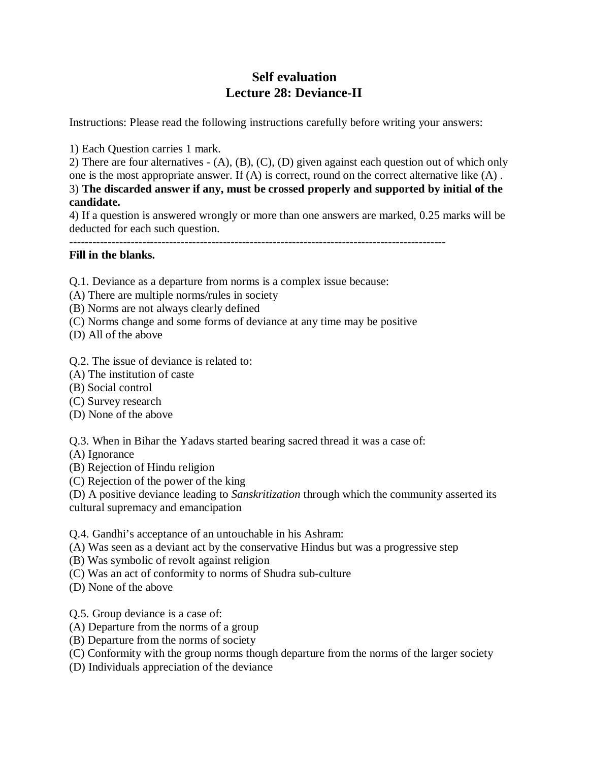# Self evaluation
# Lecture 28: Deviance-II

Instructions: Please read the following instructions carefully before writing your answers:

1) Each Question carries 1 mark.
2) There are four alternatives - (A), (B), (C), (D) given against each question out of which only one is the most appropriate answer. If (A) is correct, round on the correct alternative like (A) .
3) **The discarded answer if any, must be crossed properly and supported by initial of the candidate.**
4) If a question is answered wrongly or more than one answers are marked, 0.25 marks will be deducted for each such question.

---

**Fill in the blanks.**

Q.1. Deviance as a departure from norms is a complex issue because:
(A) There are multiple norms/rules in society
(B) Norms are not always clearly defined
(C) Norms change and some forms of deviance at any time may be positive
(D) All of the above

Q.2. The issue of deviance is related to:
(A) The institution of caste
(B) Social control
(C) Survey research
(D) None of the above

Q.3. When in Bihar the Yadavs started bearing sacred thread it was a case of:
(A) Ignorance
(B) Rejection of Hindu religion
(C) Rejection of the power of the king
(D) A positive deviance leading to *Sanskritization* through which the community asserted its cultural supremacy and emancipation

Q.4. Gandhi's acceptance of an untouchable in his Ashram:
(A) Was seen as a deviant act by the conservative Hindus but was a progressive step
(B) Was symbolic of revolt against religion
(C) Was an act of conformity to norms of Shudra sub-culture
(D) None of the above

Q.5. Group deviance is a case of:
(A) Departure from the norms of a group
(B) Departure from the norms of society
(C) Conformity with the group norms though departure from the norms of the larger society
(D) Individuals appreciation of the deviance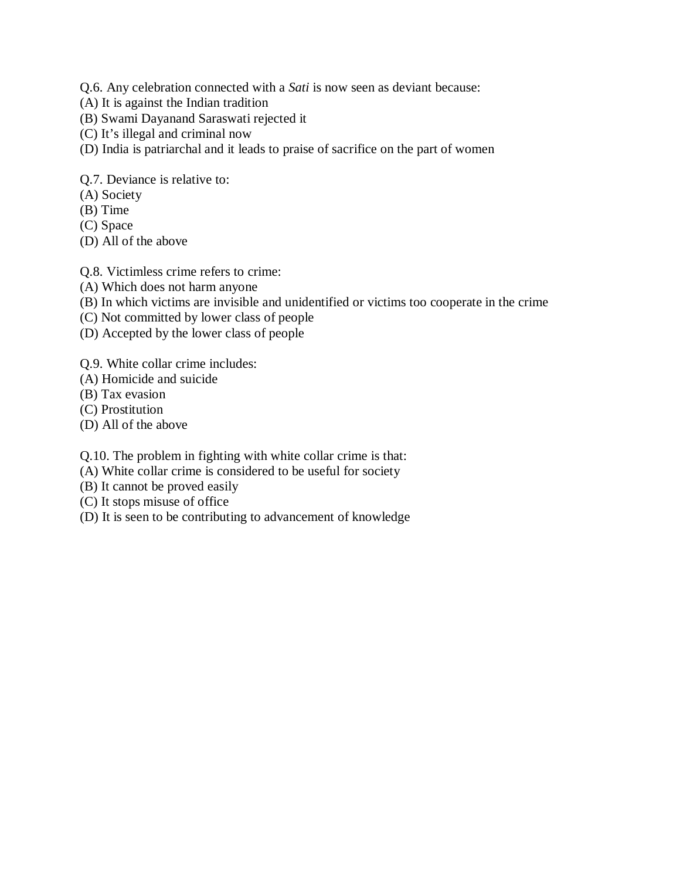Q.6. Any celebration connected with a *Sati* is now seen as deviant because:
(A) It is against the Indian tradition
(B) Swami Dayanand Saraswati rejected it
(C) It's illegal and criminal now
(D) India is patriarchal and it leads to praise of sacrifice on the part of women

Q.7. Deviance is relative to:
(A) Society
(B) Time
(C) Space
(D) All of the above

Q.8. Victimless crime refers to crime:
(A) Which does not harm anyone
(B) In which victims are invisible and unidentified or victims too cooperate in the crime
(C) Not committed by lower class of people
(D) Accepted by the lower class of people

Q.9. White collar crime includes:
(A) Homicide and suicide
(B) Tax evasion
(C) Prostitution
(D) All of the above

Q.10. The problem in fighting with white collar crime is that:
(A) White collar crime is considered to be useful for society
(B) It cannot be proved easily
(C) It stops misuse of office
(D) It is seen to be contributing to advancement of knowledge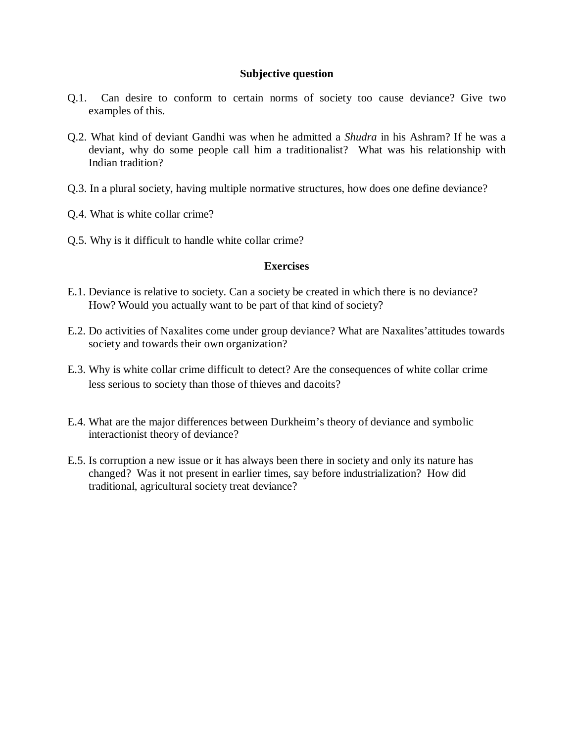## Subjective question

Q.1. Can desire to conform to certain norms of society too cause deviance? Give two examples of this.

Q.2. What kind of deviant Gandhi was when he admitted a *Shudra* in his Ashram? If he was a deviant, why do some people call him a traditionalist? What was his relationship with Indian tradition?

Q.3. In a plural society, having multiple normative structures, how does one define deviance?

Q.4. What is white collar crime?

Q.5. Why is it difficult to handle white collar crime?

## Exercises

E.1. Deviance is relative to society. Can a society be created in which there is no deviance? How? Would you actually want to be part of that kind of society?

E.2. Do activities of Naxalites come under group deviance? What are Naxalites'attitudes towards society and towards their own organization?

E.3. Why is white collar crime difficult to detect? Are the consequences of white collar crime less serious to society than those of thieves and dacoits?

E.4. What are the major differences between Durkheim's theory of deviance and symbolic interactionist theory of deviance?

E.5. Is corruption a new issue or it has always been there in society and only its nature has changed? Was it not present in earlier times, say before industrialization? How did traditional, agricultural society treat deviance?